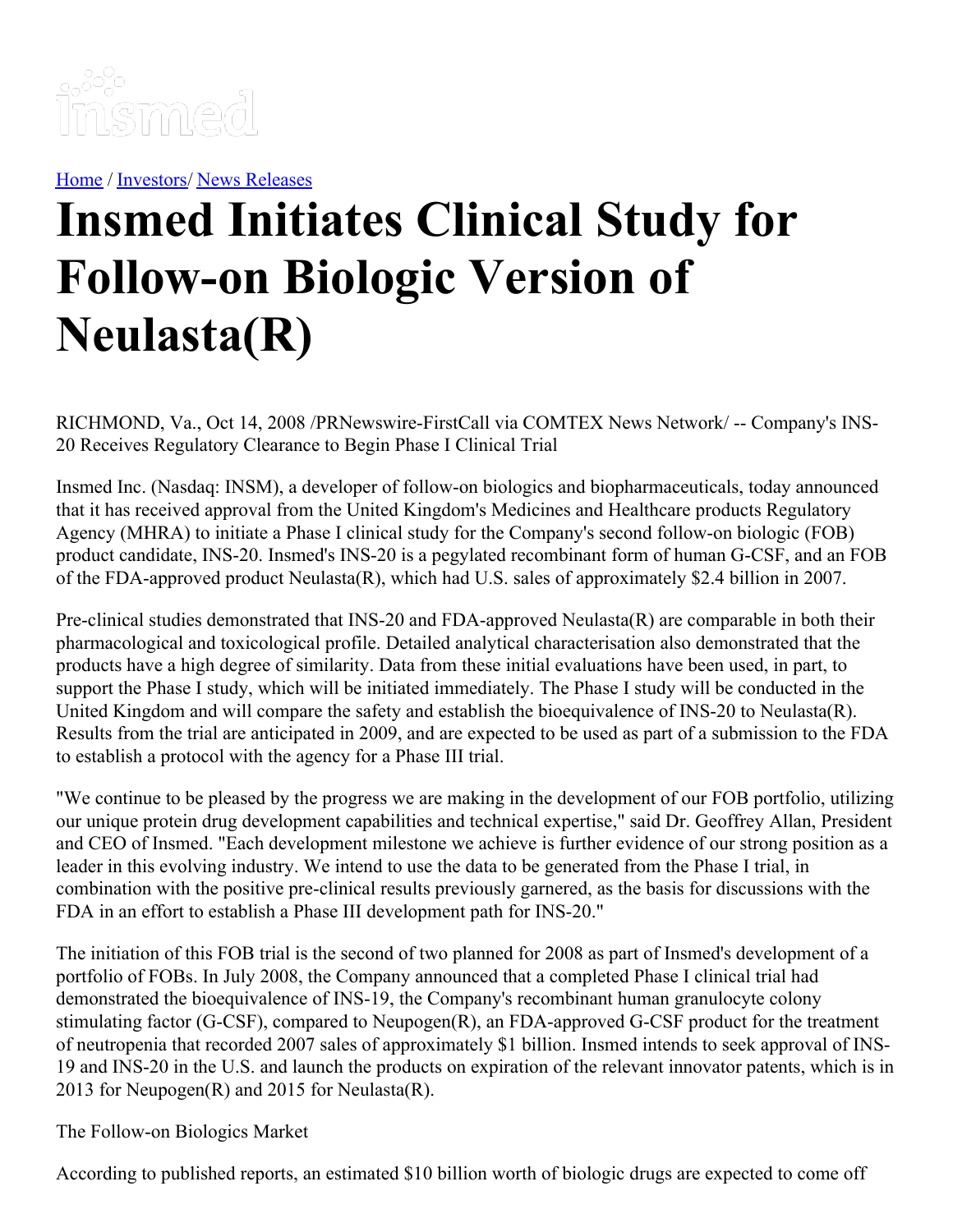Home / Investors/ News Releases

# Insmed Initiates Clinical Study for Follow-on Biologic Version of Neulasta(R)

RICHMOND, Va., Oct 14, 2008 /PRNewswire-FirstCall via COMTEX News Network/ -- Company's INS-20 Receives Regulatory Clearance to Begin Phase I Clinical Trial

Insmed Inc. (Nasdaq: INSM), a developer of follow-on biologics and biopharmaceuticals, today announced that it has received approval from the United Kingdom's Medicines and Healthcare products Regulatory Agency (MHRA) to initiate a Phase I clinical study for the Company's second follow-on biologic (FOB) product candidate, INS-20. Insmed's INS-20 is a pegylated recombinant form of human G-CSF, and an FOB of the FDA-approved product Neulasta(R), which had U.S. sales of approximately $2.4 billion in 2007.

Pre-clinical studies demonstrated that INS-20 and FDA-approved Neulasta(R) are comparable in both their pharmacological and toxicological profile. Detailed analytical characterisation also demonstrated that the products have a high degree of similarity. Data from these initial evaluations have been used, in part, to support the Phase I study, which will be initiated immediately. The Phase I study will be conducted in the United Kingdom and will compare the safety and establish the bioequivalence of INS-20 to Neulasta(R). Results from the trial are anticipated in 2009, and are expected to be used as part of a submission to the FDA to establish a protocol with the agency for a Phase III trial.

"We continue to be pleased by the progress we are making in the development of our FOB portfolio, utilizing our unique protein drug development capabilities and technical expertise," said Dr. Geoffrey Allan, President and CEO of Insmed. "Each development milestone we achieve is further evidence of our strong position as a leader in this evolving industry. We intend to use the data to be generated from the Phase I trial, in combination with the positive pre-clinical results previously garnered, as the basis for discussions with the FDA in an effort to establish a Phase III development path for INS-20."

The initiation of this FOB trial is the second of two planned for 2008 as part of Insmed's development of a portfolio of FOBs. In July 2008, the Company announced that a completed Phase I clinical trial had demonstrated the bioequivalence of INS-19, the Company's recombinant human granulocyte colony stimulating factor (G-CSF), compared to Neupogen(R), an FDA-approved G-CSF product for the treatment of neutropenia that recorded 2007 sales of approximately $1 billion. Insmed intends to seek approval of INS-19 and INS-20 in the U.S. and launch the products on expiration of the relevant innovator patents, which is in 2013 for Neupogen(R) and 2015 for Neulasta(R).

The Follow-on Biologics Market

According to published reports, an estimated $10 billion worth of biologic drugs are expected to come off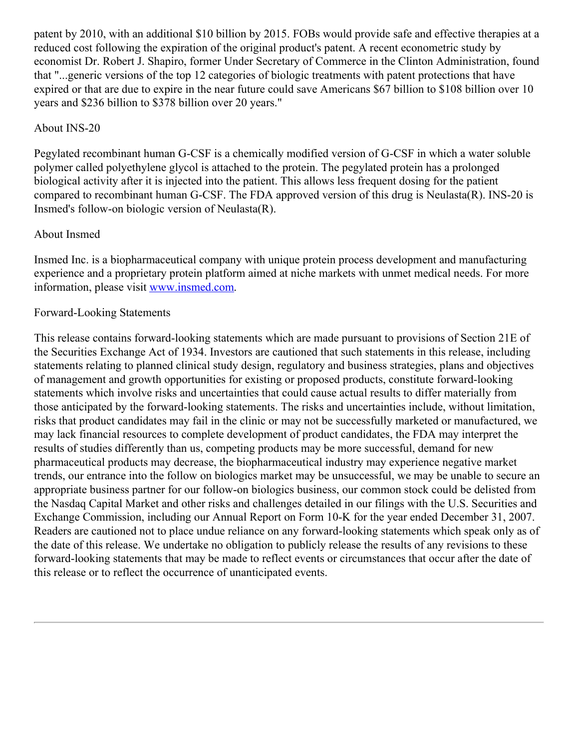patent by 2010, with an additional $10 billion by 2015. FOBs would provide safe and effective therapies at a reduced cost following the expiration of the original product's patent. A recent econometric study by economist Dr. Robert J. Shapiro, former Under Secretary of Commerce in the Clinton Administration, found that "...generic versions of the top 12 categories of biologic treatments with patent protections that have expired or that are due to expire in the near future could save Americans $67 billion to $108 billion over 10 years and $236 billion to $378 billion over 20 years."

About INS-20

Pegylated recombinant human G-CSF is a chemically modified version of G-CSF in which a water soluble polymer called polyethylene glycol is attached to the protein. The pegylated protein has a prolonged biological activity after it is injected into the patient. This allows less frequent dosing for the patient compared to recombinant human G-CSF. The FDA approved version of this drug is Neulasta(R). INS-20 is Insmed's follow-on biologic version of Neulasta(R).

About Insmed

Insmed Inc. is a biopharmaceutical company with unique protein process development and manufacturing experience and a proprietary protein platform aimed at niche markets with unmet medical needs. For more information, please visit [www.insmed.com](http://www.insmed.com).

Forward-Looking Statements

This release contains forward-looking statements which are made pursuant to provisions of Section 21E of the Securities Exchange Act of 1934. Investors are cautioned that such statements in this release, including statements relating to planned clinical study design, regulatory and business strategies, plans and objectives of management and growth opportunities for existing or proposed products, constitute forward-looking statements which involve risks and uncertainties that could cause actual results to differ materially from those anticipated by the forward-looking statements. The risks and uncertainties include, without limitation, risks that product candidates may fail in the clinic or may not be successfully marketed or manufactured, we may lack financial resources to complete development of product candidates, the FDA may interpret the results of studies differently than us, competing products may be more successful, demand for new pharmaceutical products may decrease, the biopharmaceutical industry may experience negative market trends, our entrance into the follow on biologics market may be unsuccessful, we may be unable to secure an appropriate business partner for our follow-on biologics business, our common stock could be delisted from the Nasdaq Capital Market and other risks and challenges detailed in our filings with the U.S. Securities and Exchange Commission, including our Annual Report on Form 10-K for the year ended December 31, 2007. Readers are cautioned not to place undue reliance on any forward-looking statements which speak only as of the date of this release. We undertake no obligation to publicly release the results of any revisions to these forward-looking statements that may be made to reflect events or circumstances that occur after the date of this release or to reflect the occurrence of unanticipated events.